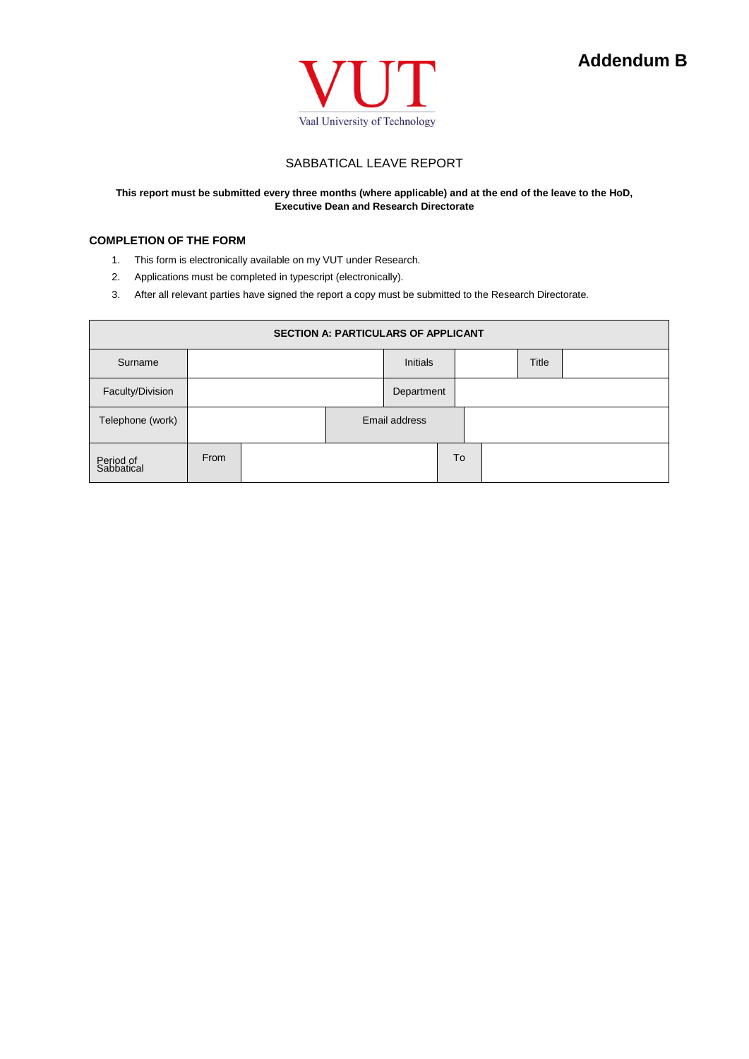**Addendum B**

VUT
Vaal University of Technology

# SABBATICAL LEAVE REPORT

**This report must be submitted every three months (where applicable) and at the end of the leave to the HoD, Executive Dean and Research Directorate**

## COMPLETION OF THE FORM

1. This form is electronically available on my VUT under Research.
2. Applications must be completed in typescript (electronically).
3. After all relevant parties have signed the report a copy must be submitted to the Research Directorate.

| **SECTION A: PARTICULARS OF APPLICANT** | | | | | |
|---|---|---|---|---|---|
| Surname | | Initials | | Title | |
| Faculty/Division | | Department | | | |
| Telephone (work) | | Email address | | | |
| Period of Sabbatical | From | | To | | |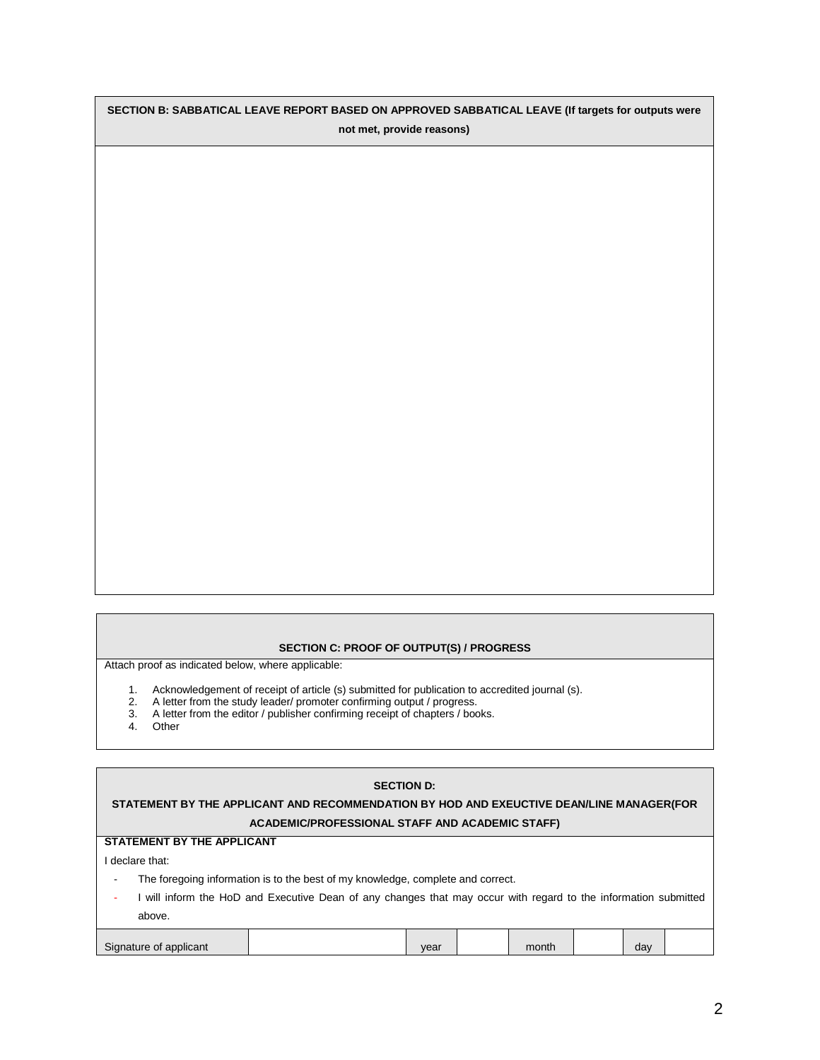**SECTION B: SABBATICAL LEAVE REPORT BASED ON APPROVED SABBATICAL LEAVE (If targets for outputs were not met, provide reasons)**

**SECTION C: PROOF OF OUTPUT(S) / PROGRESS**

Attach proof as indicated below, where applicable:

1. Acknowledgement of receipt of article (s) submitted for publication to accredited journal (s).
2. A letter from the study leader/ promoter confirming output / progress.
3. A letter from the editor / publisher confirming receipt of chapters / books.
4. Other

**SECTION D:**

**STATEMENT BY THE APPLICANT AND RECOMMENDATION BY HOD AND EXEUCTIVE DEAN/LINE MANAGER(FOR ACADEMIC/PROFESSIONAL STAFF AND ACADEMIC STAFF)**

**STATEMENT BY THE APPLICANT**

I declare that:

- The foregoing information is to the best of my knowledge, complete and correct.
- I will inform the HoD and Executive Dean of any changes that may occur with regard to the information submitted above.

| Signature of applicant | | year | | month | | day | |
|---|---|---|---|---|---|---|---|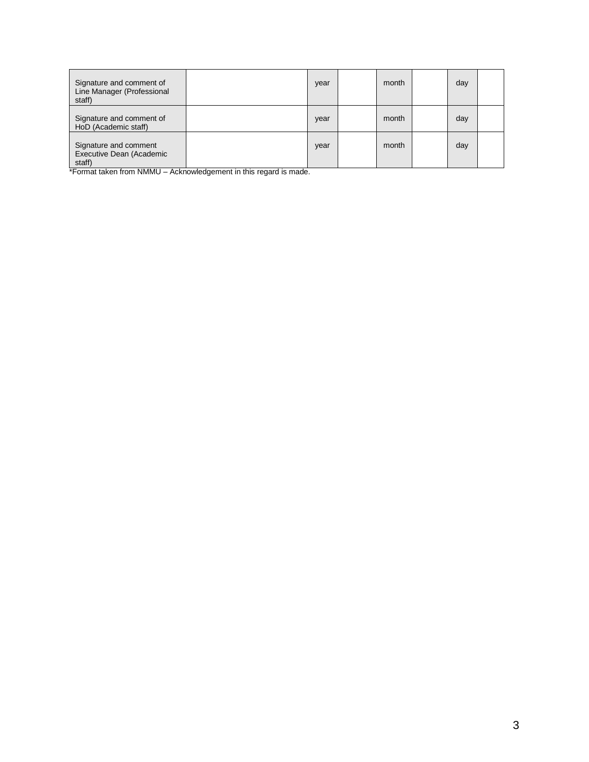| | | | | | | | |
|---|---|---|---|---|---|---|---|
| Signature and comment of Line Manager (Professional staff) | | year | | month | | day | |
| Signature and comment of HoD (Academic staff) | | year | | month | | day | |
| Signature and comment Executive Dean (Academic staff) | | year | | month | | day | |

*Format taken from NMMU – Acknowledgement in this regard is made.